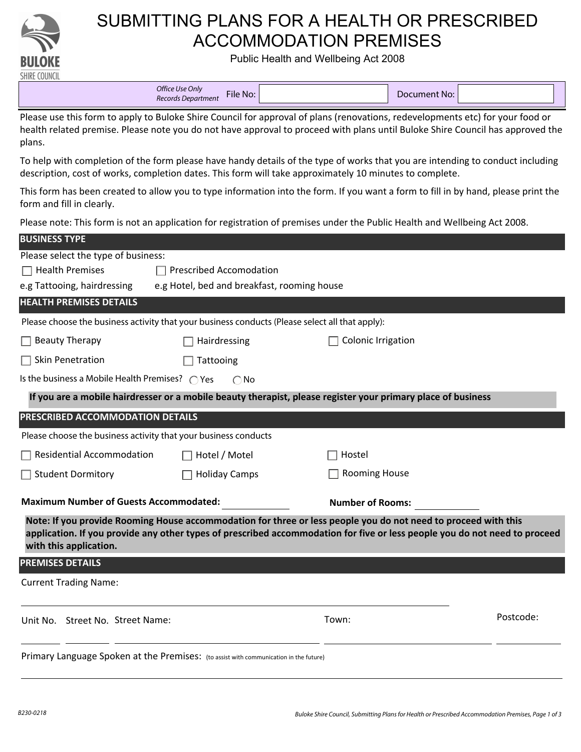# SUBMITTING PLANS FOR A HEALTH OR PRESCRIBED ACCOMMODATION PREMISES

Public Health and Wellbeing Act 2008

| *Office Use Only Records Department* | File No: | | Document No: | |
|---|---|---|---|---|

Please use this form to apply to Buloke Shire Council for approval of plans (renovations, redevelopments etc) for your food or health related premise. Please note you do not have approval to proceed with plans until Buloke Shire Council has approved the plans.

To help with completion of the form please have handy details of the type of works that you are intending to conduct including description, cost of works, completion dates. This form will take approximately 10 minutes to complete.

This form has been created to allow you to type information into the form. If you want a form to fill in by hand, please print the form and fill in clearly.

Please note: This form is not an application for registration of premises under the Public Health and Wellbeing Act 2008.

## BUSINESS TYPE

Please select the type of business:

☐ Health Premises — e.g Tattooing, hairdressing

☐ Prescribed Accomodation — e.g Hotel, bed and breakfast, rooming house

## HEALTH PREMISES DETAILS

Please choose the business activity that your business conducts (Please select all that apply):

☐ Beauty Therapy ☐ Hairdressing ☐ Colonic Irrigation

☐ Skin Penetration ☐ Tattooing

Is the business a Mobile Health Premises? ◯ Yes ◯ No

**If you are a mobile hairdresser or a mobile beauty therapist, please register your primary place of business**

## PRESCRIBED ACCOMMODATION DETAILS

Please choose the business activity that your business conducts

☐ Residential Accommodation ☐ Hotel / Motel ☐ Hostel

☐ Student Dormitory ☐ Holiday Camps ☐ Rooming House

**Maximum Number of Guests Accommodated:** ____________ **Number of Rooms:** ____________

**Note: If you provide Rooming House accommodation for three or less people you do not need to proceed with this application. If you provide any other types of prescribed accommodation for five or less people you do not need to proceed with this application.**

## PREMISES DETAILS

Current Trading Name:

______________________________________________

Unit No. ________ Street No. ________ Street Name: ______________________ Town: ______________________ Postcode: ________

Primary Language Spoken at the Premises: (to assist with communication in the future)

______________________________________________

B230-0218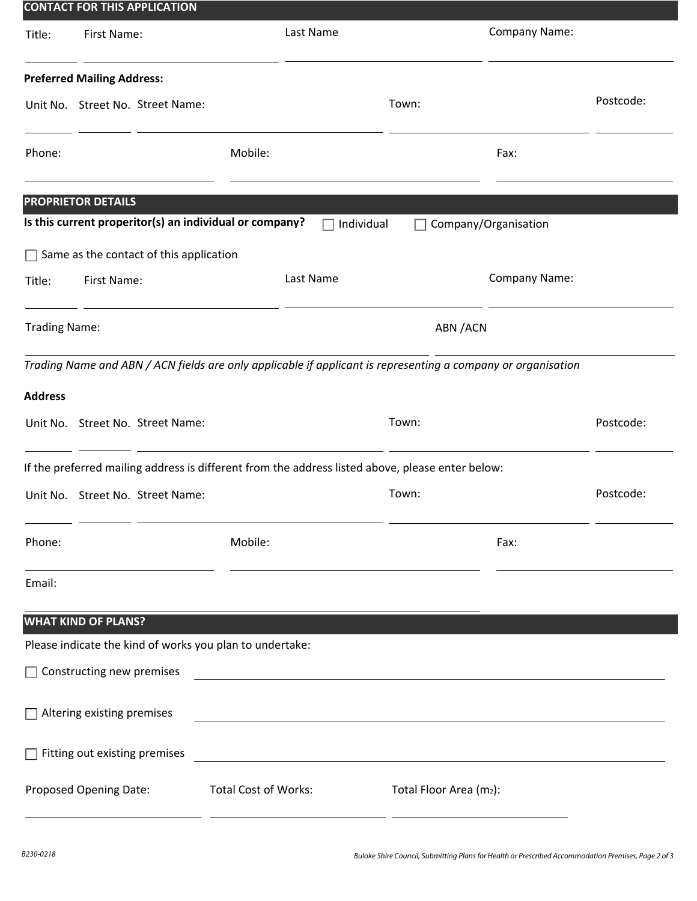## CONTACT FOR THIS APPLICATION

Title: First Name: Last Name Company Name:

**Preferred Mailing Address:**

Unit No. Street No. Street Name: Town: Postcode:

Phone: Mobile: Fax:

## PROPRIETOR DETAILS

**Is this current properitor(s) an individual or company?** ☐ Individual ☐ Company/Organisation

☐ Same as the contact of this application

Title: First Name: Last Name Company Name:

Trading Name: ABN /ACN

*Trading Name and ABN / ACN fields are only applicable if applicant is representing a company or organisation*

**Address**

Unit No. Street No. Street Name: Town: Postcode:

If the preferred mailing address is different from the address listed above, please enter below:

Unit No. Street No. Street Name: Town: Postcode:

Phone: Mobile: Fax:

Email:

## WHAT KIND OF PLANS?

Please indicate the kind of works you plan to undertake:

☐ Constructing new premises

☐ Altering existing premises

☐ Fitting out existing premises

Proposed Opening Date: Total Cost of Works: Total Floor Area ($m_2$):

B230-0218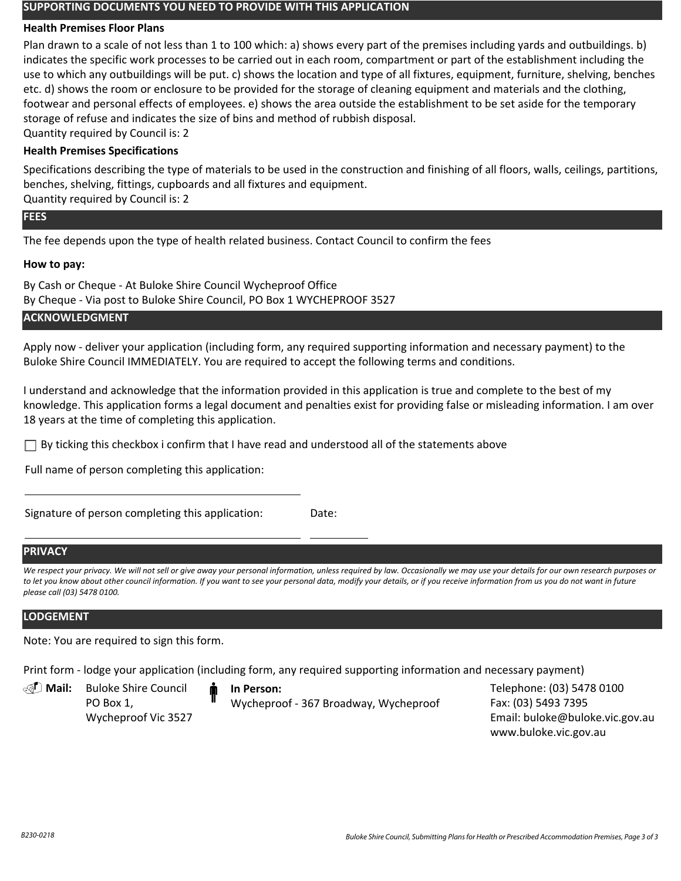## SUPPORTING DOCUMENTS YOU NEED TO PROVIDE WITH THIS APPLICATION

**Health Premises Floor Plans**

Plan drawn to a scale of not less than 1 to 100 which: a) shows every part of the premises including yards and outbuildings. b) indicates the specific work processes to be carried out in each room, compartment or part of the establishment including the use to which any outbuildings will be put. c) shows the location and type of all fixtures, equipment, furniture, shelving, benches etc. d) shows the room or enclosure to be provided for the storage of cleaning equipment and materials and the clothing, footwear and personal effects of employees. e) shows the area outside the establishment to be set aside for the temporary storage of refuse and indicates the size of bins and method of rubbish disposal.
Quantity required by Council is: 2

**Health Premises Specifications**

Specifications describing the type of materials to be used in the construction and finishing of all floors, walls, ceilings, partitions, benches, shelving, fittings, cupboards and all fixtures and equipment.
Quantity required by Council is: 2

## FEES

The fee depends upon the type of health related business. Contact Council to confirm the fees

**How to pay:**

By Cash or Cheque - At Buloke Shire Council Wycheproof Office
By Cheque - Via post to Buloke Shire Council, PO Box 1 WYCHEPROOF 3527

## ACKNOWLEDGMENT

Apply now - deliver your application (including form, any required supporting information and necessary payment) to the Buloke Shire Council IMMEDIATELY. You are required to accept the following terms and conditions.

I understand and acknowledge that the information provided in this application is true and complete to the best of my knowledge. This application forms a legal document and penalties exist for providing false or misleading information. I am over 18 years at the time of completing this application.

☐ By ticking this checkbox i confirm that I have read and understood all of the statements above

Full name of person completing this application:

______________________________

Signature of person completing this application: ______________________________ Date: __________

## PRIVACY

*We respect your privacy. We will not sell or give away your personal information, unless required by law. Occasionally we may use your details for our own research purposes or to let you know about other council information. If you want to see your personal data, modify your details, or if you receive information from us you do not want in future please call (03) 5478 0100.*

## LODGEMENT

Note: You are required to sign this form.

Print form - lodge your application (including form, any required supporting information and necessary payment)

**Mail:** Buloke Shire Council
PO Box 1,
Wycheproof Vic 3527

**In Person:**
Wycheproof - 367 Broadway, Wycheproof

Telephone: (03) 5478 0100
Fax: (03) 5493 7395
Email: buloke@buloke.vic.gov.au
www.buloke.vic.gov.au

*B230-0218*